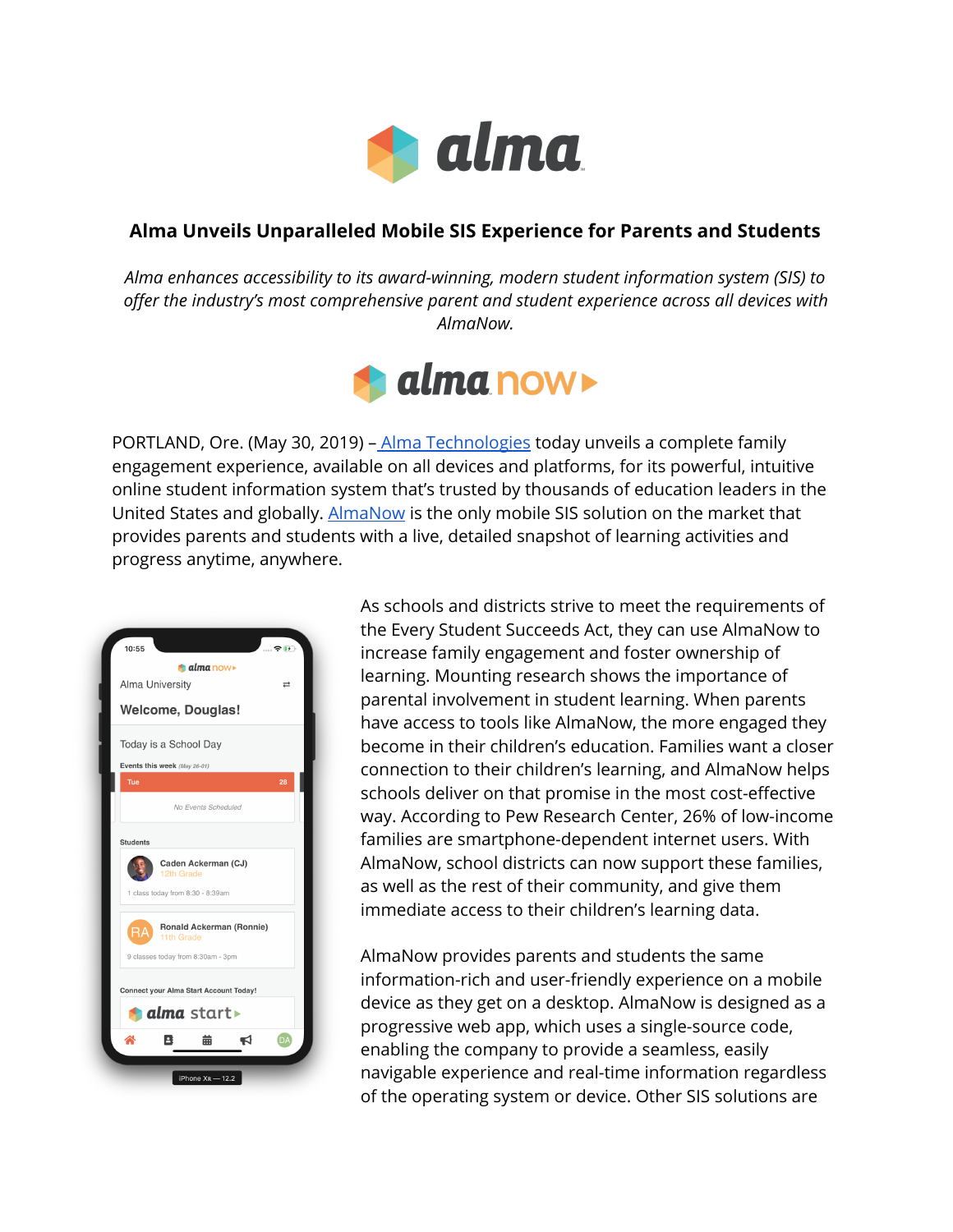# Alma Unveils Unparalleled Mobile SIS Experience for Parents and Students

*Alma enhances accessibility to its award-winning, modern student information system (SIS) to offer the industry's most comprehensive parent and student experience across all devices with AlmaNow.*

PORTLAND, Ore. (May 30, 2019) – Alma Technologies today unveils a complete family engagement experience, available on all devices and platforms, for its powerful, intuitive online student information system that's trusted by thousands of education leaders in the United States and globally. AlmaNow is the only mobile SIS solution on the market that provides parents and students with a live, detailed snapshot of learning activities and progress anytime, anywhere.

As schools and districts strive to meet the requirements of the Every Student Succeeds Act, they can use AlmaNow to increase family engagement and foster ownership of learning. Mounting research shows the importance of parental involvement in student learning. When parents have access to tools like AlmaNow, the more engaged they become in their children's education. Families want a closer connection to their children's learning, and AlmaNow helps schools deliver on that promise in the most cost-effective way. According to Pew Research Center, 26% of low-income families are smartphone-dependent internet users. With AlmaNow, school districts can now support these families, as well as the rest of their community, and give them immediate access to their children's learning data.

AlmaNow provides parents and students the same information-rich and user-friendly experience on a mobile device as they get on a desktop. AlmaNow is designed as a progressive web app, which uses a single-source code, enabling the company to provide a seamless, easily navigable experience and real-time information regardless of the operating system or device. Other SIS solutions are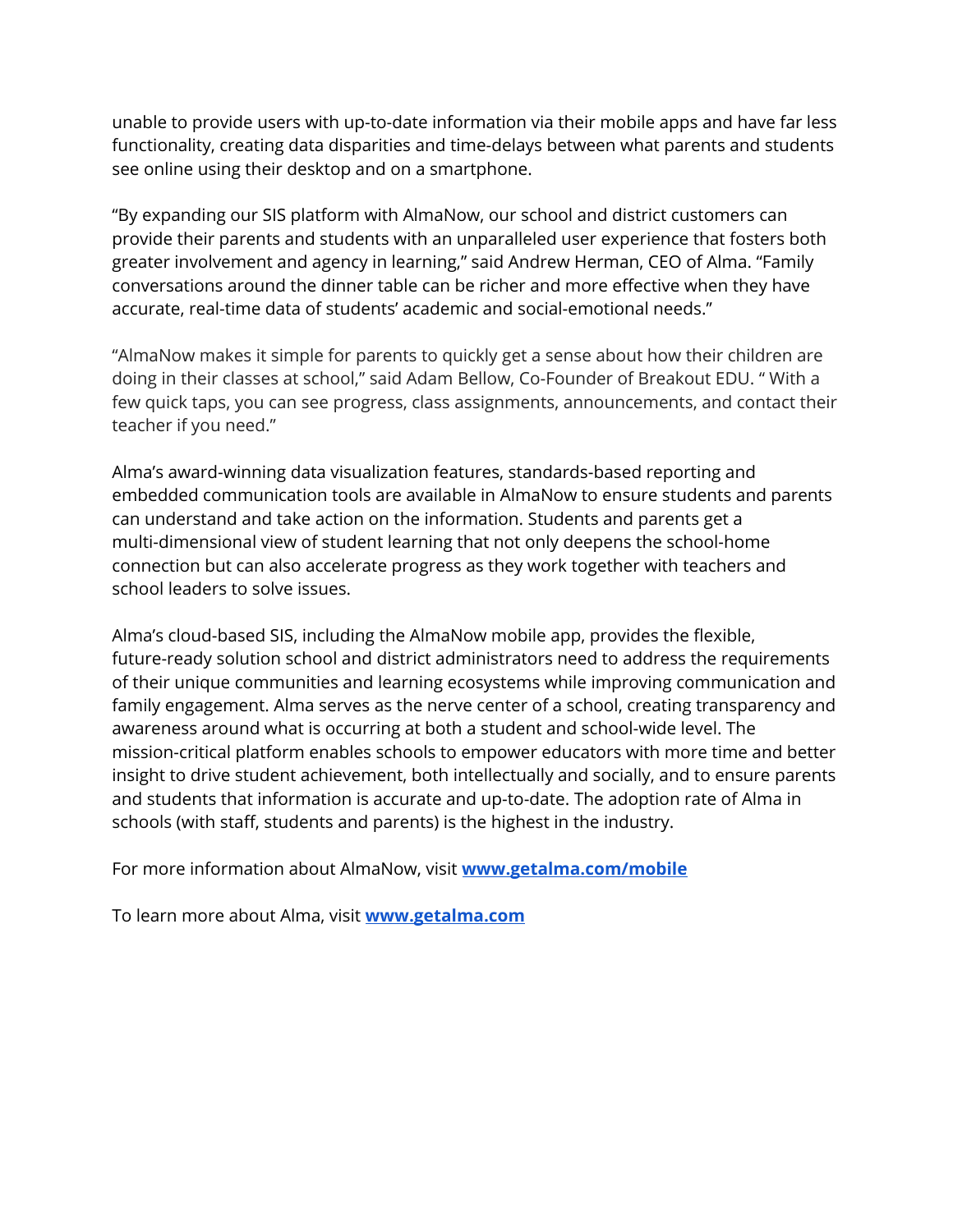unable to provide users with up-to-date information via their mobile apps and have far less functionality, creating data disparities and time-delays between what parents and students see online using their desktop and on a smartphone.

“By expanding our SIS platform with AlmaNow, our school and district customers can provide their parents and students with an unparalleled user experience that fosters both greater involvement and agency in learning,” said Andrew Herman, CEO of Alma. “Family conversations around the dinner table can be richer and more effective when they have accurate, real-time data of students’ academic and social-emotional needs.”

“AlmaNow makes it simple for parents to quickly get a sense about how their children are doing in their classes at school,” said Adam Bellow, Co-Founder of Breakout EDU. “ With a few quick taps, you can see progress, class assignments, announcements, and contact their teacher if you need.”

Alma’s award-winning data visualization features, standards-based reporting and embedded communication tools are available in AlmaNow to ensure students and parents can understand and take action on the information. Students and parents get a multi-dimensional view of student learning that not only deepens the school-home connection but can also accelerate progress as they work together with teachers and school leaders to solve issues.

Alma’s cloud-based SIS, including the AlmaNow mobile app, provides the flexible, future-ready solution school and district administrators need to address the requirements of their unique communities and learning ecosystems while improving communication and family engagement. Alma serves as the nerve center of a school, creating transparency and awareness around what is occurring at both a student and school-wide level. The mission-critical platform enables schools to empower educators with more time and better insight to drive student achievement, both intellectually and socially, and to ensure parents and students that information is accurate and up-to-date. The adoption rate of Alma in schools (with staff, students and parents) is the highest in the industry.

For more information about AlmaNow, visit **[www.getalma.com/mobile](www.getalma.com/mobile)**

To learn more about Alma, visit **[www.getalma.com](www.getalma.com)**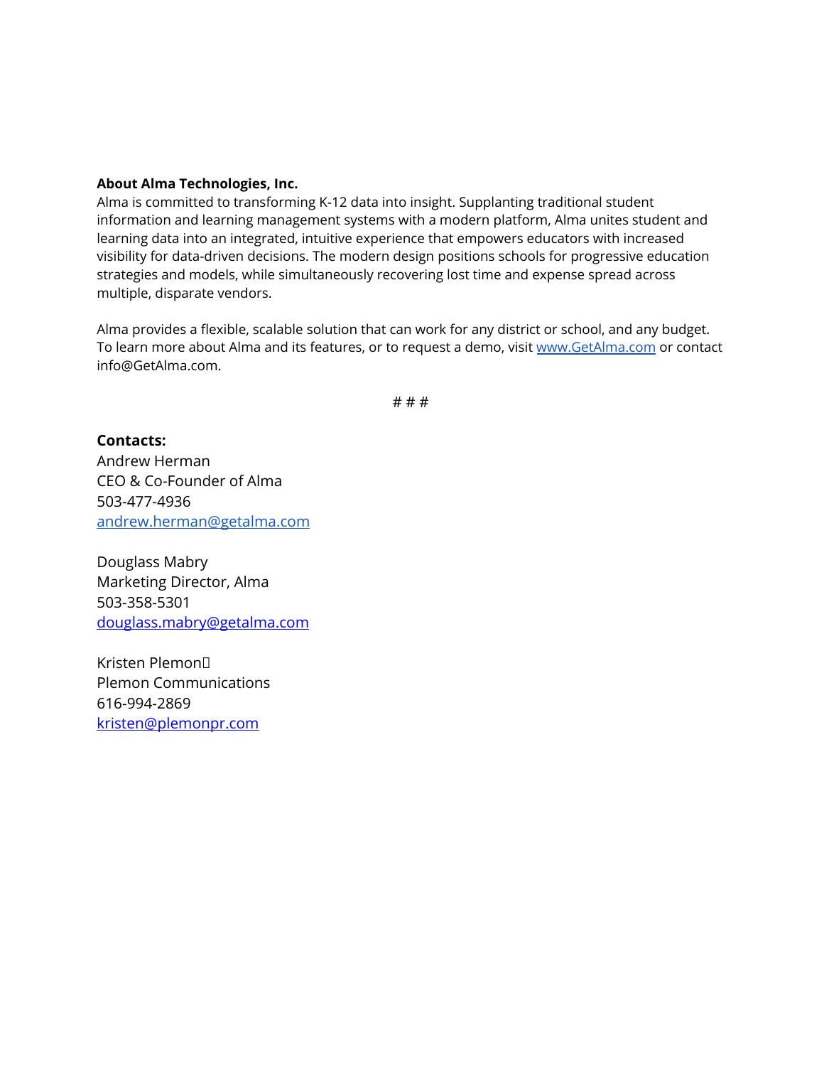**About Alma Technologies, Inc.**
Alma is committed to transforming K-12 data into insight. Supplanting traditional student information and learning management systems with a modern platform, Alma unites student and learning data into an integrated, intuitive experience that empowers educators with increased visibility for data-driven decisions. The modern design positions schools for progressive education strategies and models, while simultaneously recovering lost time and expense spread across multiple, disparate vendors.

Alma provides a flexible, scalable solution that can work for any district or school, and any budget. To learn more about Alma and its features, or to request a demo, visit [www.GetAlma.com](http://www.GetAlma.com) or contact info@GetAlma.com.

# # #

**Contacts:**
Andrew Herman
CEO & Co-Founder of Alma
503-477-4936
andrew.herman@getalma.com

Douglass Mabry
Marketing Director, Alma
503-358-5301
douglass.mabry@getalma.com

Kristen Plemon
Plemon Communications
616-994-2869
kristen@plemonpr.com